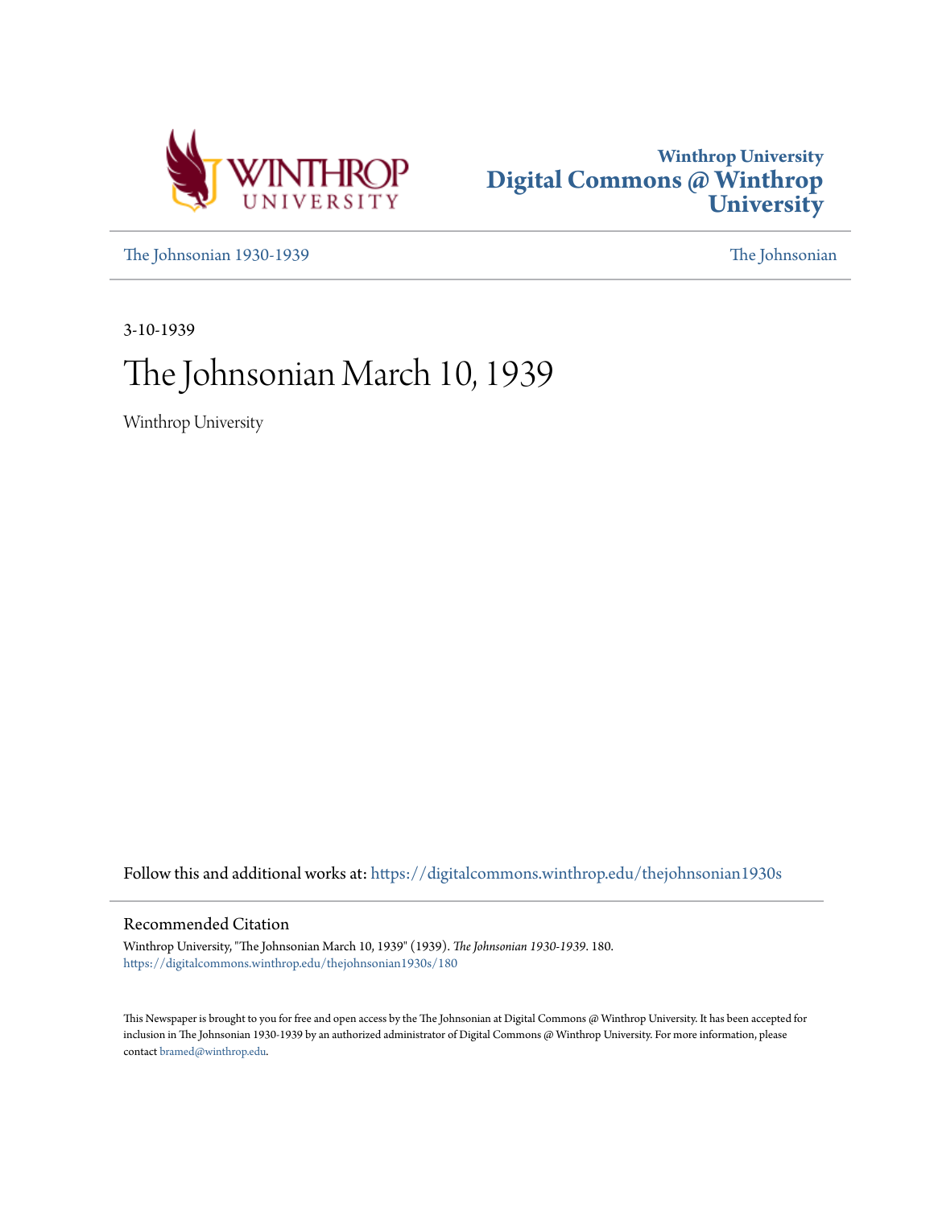Winthrop University
# Digital Commons @ Winthrop University

The Johnsonian 1930-1939 | The Johnsonian

3-10-1939

# The Johnsonian March 10, 1939

Winthrop University

Follow this and additional works at: https://digitalcommons.winthrop.edu/thejohnsonian1930s

## Recommended Citation

Winthrop University, "The Johnsonian March 10, 1939" (1939). *The Johnsonian 1930-1939*. 180.
https://digitalcommons.winthrop.edu/thejohnsonian1930s/180

This Newspaper is brought to you for free and open access by the The Johnsonian at Digital Commons @ Winthrop University. It has been accepted for inclusion in The Johnsonian 1930-1939 by an authorized administrator of Digital Commons @ Winthrop University. For more information, please contact bramed@winthrop.edu.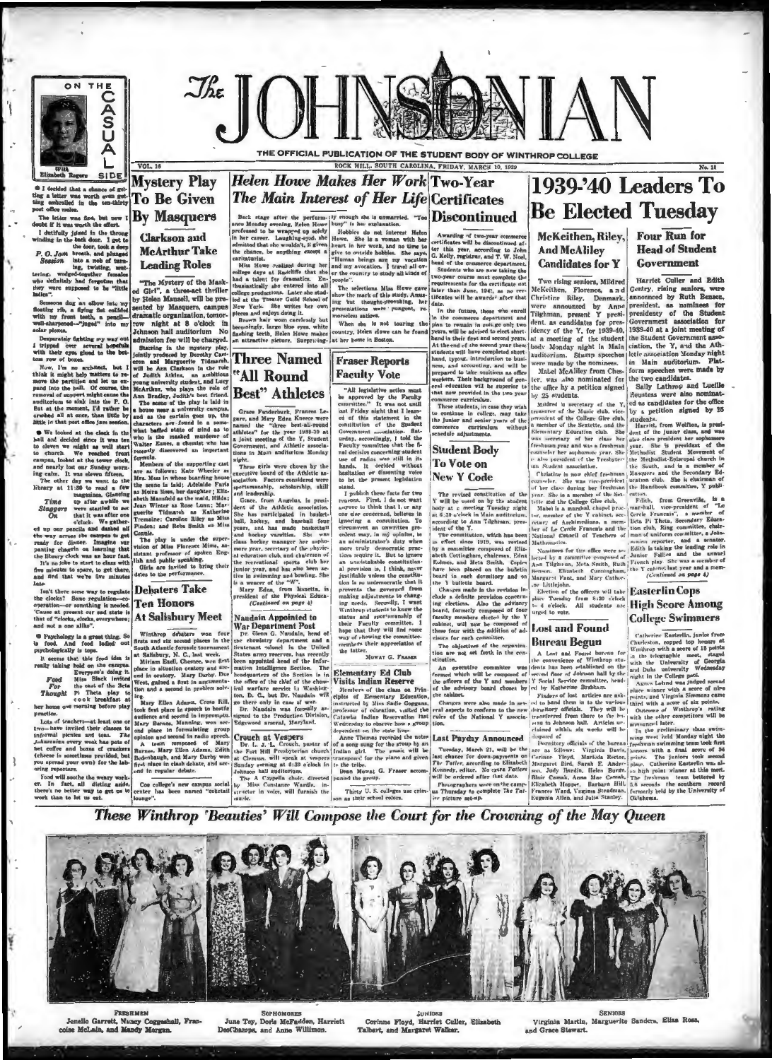# The JOHNSONIAN

THE OFFICIAL PUBLICATION OF THE STUDENT BODY OF WINTHROP COLLEGE

VOL. 16 — ROCK HILL, SOUTH CAROLINA, FRIDAY, MARCH 10, 1939 — No. 18

## ON THE CASUAL SIDE

With Elizabeth Rogers

● I decided that a chance of getting a letter was worth even getting embroiled in the ten-thirty post office melee.

The letter was fine, but now I doubt if it was worth the effort.

I dutifully joined in the throng winding in the back door. I get to the door, took a deep breath, and plunged into a seething, twisting, muttering, wedged-together females who definitely had forgotten that they were supposed to be "little ladies".

*P. O. Jam Session*

Someone dug an elbow into my floating rib, a flying fist collided with my front teeth, a pencil—well-sharpened—"jaged" into my solar plexus.

Desperately fighting my way out I tripped over several hopefuls with their eyes glued to the bottom row of boxes.

Now, I'm no architect, but I think it might help matters to remove the partition and let us expand into the hall. Of course, the removal of support might cause the auditorium to sink into the P. O. But at the moment, I'd rather be crushed all at once, than little by little in that post office jam session.

● We looked at the clock in the hall and decided since it was ten to eleven we might as well start to church. We reached front campus, looked at the tower clock, and nearly lost our Sunday morning calm. It was eleven fifteen.

*Time Staggers On*

The other day we went to the library at 11:20 to read a few magazines. Glancing up after awhile we were startled to see that it was after one o'clock. We gathered up our pencils and dashed all the way across the campus to get ready for dinner. Imagine our panting chagrin on learning that the library clock was an hour fast. It's no joke to start to class with five minutes to spare, to get there, and find that we're five minutes late.

Isn't there some way to regulate the clocks? Some regulation—cooperation—or something is needed. 'Cause at present our sad state is that of "clocks, clocks, everywhere; and not a one alike".

● Psychology is a great thing. So is food. And food ladled out psychologically is tops.

It seems that this food idea is really taking hold on the campus.

*Food For Thought*

Everyone's doing it. Miss Black invited the cast of the Beta Pi Theta play to cook breakfast at her home one morning before play practice.

Lots of teachers—at least one of two—have invited their classes to informal picnics and teas. *The Johnsonian* every week has pots of hot coffee and boxes of crackers (cheese is sometimes provided, but you spread your own) for the laboring reporters.

Food will soothe the weary worker. In fact, all dieting aside, there's no better way to get us to work than to let us eat.

## Mystery Play To Be Given By Masquers

### Clarkson and McArthur Take Leading Roles

"The Mystery of the Masked Girl", a three-act thriller by Helen Mansell, will be presented by Masquers, campus dramatic organization, tomorrow night at 8 o'clock in Johnson hall auditorium. No admission fee will be charged.

Starring in the mystery play, jointly produced by Dorothy Carteron and Marguerite Tidmarsh, will be Ann Clarkson in the role of Judith Atkins, an ambitious young university student, and Lucy McArthur, who plays the role of Ann Bradley, Judith's best friend.

The scene of the play is laid in a house near a university campus, and as the curtain goes up, the characters are found in a somewhat baffled state of mind as to who is the masked murderer of Walter Kane, a chemist who has recently discovered an important formula.

Members of the supporting cast are as follows: Kate Wheeler as Mrs. Moss in whose boarding house the scene is laid; Adelaide Fath as Moira Moss, her daughter; Elizabeth Mansfield as the maid, Hilda; Jean Winter as Rose Lunn; Marguerite Tidmarsh as Katherine Tremaine; Caroline Riley as Miss Pinden; and Reba Smith as Miss Coxsie.

The play is under the supervision of Miss Florence Mims, assistant professor of spoken English and public speaking.

Girls are invited to bring their dates to the performance.

## Debaters Take Ten Honors At Salisbury Meet

Winthrop debaters won four firsts and six second places in the South Atlantic forensic tournament at Salisbury, N. C., last week.

Miriam Exell, Chester, won first place in situation oratory and second in oratory. Mary Darby, Due West, gained a first in argumentation and a second in problem solving.

Mary Ellen Adams, Cross Hill, took first place in speech to hostile audience and second in impromptu. Mary Barnes, Manning, won second place in formulating group opinion and second in radio speech.

A team composed of Mary Barnes, Mary Ellen Adams, Edith Bodenbaugh, and Mary Darby won first place in clash debate, and second in regular debate.

Coe college's new campus social center has been named "coketail lounge".

## Helen Howe Makes Her Work The Main Interest of Her Life

Back stage after the performance Monday evening, Helen Howe professed to be wrapped up solely in her career. Laughing-eyed, she admitted that she wouldn't, if given the chance, be anything except a caricaturist.

Miss Howe realized during her college days at Radcliffe that she had a talent for dramatics. Enthusiastically she entered into all college productions. Later she studied at the Theater Guild School of New York. She writes her own pieces and enjoys doing it.

Brown hair worn carelessly but becomingly, large blue eyes, white flashing teeth, Helen Howe makes an attractive picture. Surprisingly enough she is unmarried. "Too busy" is her explanation.

Hobbies do not interest Helen Howe. She is a woman with her heart in her work, and no time to give to outside hobbies. She says, "Human beings are my vocation and my avocation. I travel all over the country to study all kinds of people".

The selections Miss Howe gave show the mark of this study. Amusing but thought-provoking, her presentations were pungent, remorseless satires.

When she is not touring the country, Helen Howe can be found at her home in Boston.

## Three Named "All Round Best" Athletes

Grace Funderburk, Frances Legare, and Mary Edna Kneece were named the "three best-all-round athletes" for the year 1938-39 at a joint meeting of the Y, Student Government, and Athletic associations in Main auditorium Monday night.

These girls were chosen by the executive board of the Athletic association. Factors considered were sportsmanship, scholarship, skill and leadership.

Grace, from Angelus, is president of the Athletic association. She has participated in basketball, hockey, and baseball four years, and has made basketball and hockey varsities. She was class hockey manager her sophomore year, secretary of the physical education club, and chairman of the recreational sports club her junior year, and has also been active in swimming and bowling. She is a wearer of the "W".

Mary Edna, from Marietta, is president of the Physical Education (*Continued on page 4*)

## Naudain Appointed to War Department Post

Dr. Glenn G. Naudain, head of the chemistry department and a lieutenant colonel in the United States army reserves, has recently been appointed head of the Information Intelligence Section. The headquarters of the Section is in the office of the chief of the chemical warfare service in Washington, D. C., but Dr. Naudain will go there only in case of war. Dr. Naudain was formerly assigned to the Production Division, Edgewood arsenal, Maryland.

## Crouch at Vespers

Dr. L. J. L. Crouch, pastor of the Fort Mill Presbyterian church at Clover, will speak at vespers Sunday evening at 6:30 o'clock in Johnson hall auditorium.

The A Cappella choir, directed by Miss Constance Wardle, instructor in voice, will furnish the music.

## Two-Year Certificates Discontinued

Awarding of two-year commerce certificates will be discontinued after this year, according to John G. Kelly, registrar, and T. W. Noel, head of the commerce department.

Students who are now taking the two-year course must complete the requirements for the certificate not later than June, 1941, as no certificates will be awarded after that date.

In the future, those who enroll in the commerce department and plan to remain in college only two years, will be advised to elect shorthand in their first and second years. At the end of the second year these students will have completed shorthand, typing, introduction to business, and accounting, and will be prepared to take positions as office workers. Their background of general education will be superior to that provided in the two year commerce curriculum.

These students, in case they wish to continue in college, may take the junior and senior years of the commerce curriculum without schedule adjustments.

## Fraser Reports Faculty Vote

"All legislative action must be approved by the Faculty committee." It was not until last Friday night that I learned of this statement in the constitution of the Student Government association. Saturday, accordingly, I told the Faculty committee that the final decision concerning student use of radios was still in its hands. It decided without hesitation or dissenting voice to let the present legislation stand.

I publish these facts for two reasons. First, I do not want anyone to think that I, or any one else concerned, believe in ignoring a constitution. To circumvent an unwritten precedent may, in my opinion, be an administrator's duty when more truly democratic practices require it. But to ignore an unmistakable constitutional provision is, I think, never justifiable unless the constitution is so undemocratic that it prevents the governed from making adjustments to changing needs. Secondly, I want Winthrop students to know the status and sportsmanship of their Faculty committee. I hope that they will find some way of showing the committee-members their appreciation of the latter.

MOWAT G. FRASER

## Student Body To Vote on New Y Code

The revised constitution of the Y will be voted on by the student body at a meeting Tuesday night at 6:30 o'clock in Main auditorium, according to Ann Tilghman, president of the Y.

The constitution, which has been in effect since 1919, was revised by a committee composed of Elizabeth Cottingham, chairman, Edna Roberts, and Meta Smith. Copies have been placed on the bulletin board in each dormitory and on the Y bulletin board.

Changes made in the revision include a definite provision concerning elections. Also the advisory board, formerly composed of four faculty members elected by the Y cabinet, will now be composed of these four with the addition of advisors for each committee.

The objectives of the organization are not set forth in the constitution.

An executive committee was formed which will be composed of the officers of the Y and members of the advisory board chosen by the cabinet.

Changes were also made in several aspects to conform to the new rules of the National Y association.

## Elementary Ed Club Visits Indian Reserve

Members of the class on Principles of Elementary Education, instructed by Miss Sadie Goggans, professor of education, visited the Catawba Indian Reservation last Wednesday to observe how a group dependent on the state lives.

Anne Thomas recorded the notes of a song sung for the group by an Indian girl. The song will be transposed for the piano and given to the tribe.

Dean Mowat G. Fraser accompanied the group.

Thirty U. S. colleges use crimson as their school colors.

## Last Payday Announced

Tuesday, March 21, will be the last chance for down-payments on *The Tatler*, according to Elizabeth Kennedy, editor. No extra *Tatlers* will be ordered after that date.

Photographers were on the campus Thursday to complete *The Tatler* picture set-up.

## 1939-'40 Leaders To Be Elected Tuesday

### McKeithen, Riley, And McAliley Candidates for Y

Two rising seniors, Mildred McKeithen, Florence, and Christine Riley, Denmark, were announced by Anne Tilghman, present Y president, as candidates for presidency of the Y, for 1939-40, at a meeting of the student body Monday night in Main auditorium. Stump speeches were made by the nominees.

Mabel McAliley from Chester, was also nominated for the office by a petition signed by 25 students.

Mildred is secretary of the Y, treasurer of the Music club, vice-president of the College Glee club, a member of the Sextette, and the Elementary Education club. She was secretary of her class her freshman year and was a freshman counselor her sophomore year. She is also president of the Presbyterian Student association.

Christine is now chief freshman counselor. She was vice-president of her class during her freshman year. She is a member of the Sextette and the College Glee club.

Mabel is a marshal, chapel proctor, member of the Y cabinet, secretary of Archimedians, a member of Le Cercle Francais and the National Council of Teachers of Mathematics.

Nominees for the office were selected by a committee composed of Ann Tilghman, Meta Smith, Ruth Benson, Elizabeth Cunningham, Margaret Fant, and Mary Catherine Littlejohn.

Election of the officers will take place Tuesday from 8:30 o'clock to 4 o'clock. All students are urged to vote.

### Four Run for Head of Student Government

Harriet Culler and Edith Gentry, rising seniors, were announced by Ruth Benson, president, as nominees for presidency of the Student Government association for 1939-40 at a joint meeting of the Student Government association, the Y, and the Athletic association Monday night in Main auditorium. Platform speeches were made by the two candidates.

Sally Lathrop and Lucille Reustess were also nominated as candidates for the office by a petition signed by 25 students.

Harriet, from Wolfton, is president of the junior class, and was also class president her sophomore year. She is president of the Methodist Student Movement of the South, and is a member of Masquers and the Secondary Education club. She is chairman of the Handbook committee, Y publicity.

Edith, from Greenville, is a marshal, vice-president of "Le Cercle Francais", a member of Beta Pi Theta, Secondary Education club, Ring committee, chairman of uniform committee, a *Johnsonian* reporter, and a senator. Edith is taking the leading role in Junior Follies and the annual French play. She was a member of the Y cabinet last year and a member (*Continued on page 4*)

## Lost and Found Bureau Begun

A Lost and Found bureau for the convenience of Winthrop students has been established on the second floor of Johnson hall by the Y Social Service committee, headed by Katherine Brabham.

Finders of lost articles are asked to hand them in to the various dormitory officials. They will be transferred from there to the bureau in Johnson hall. Articles unclaimed within six weeks will be disposed of.

Dormitory officials of the bureau are as follows: Virginia Davis, Corinne Floyd, Marinda Rector, Margaret Bird, Sarah E. Anderson, Judy Herdlin, Helen Burns, Blair Camak, Anne Mae Camak, Elizabeth Hopper, Barbara Hill, Frances Ward, Virginia Steadman, Eugenia Allen, and Julia Stanley.

## Easterlin Cops High Score Among College Swimmers

Catherine Easterlin, junior from Charleston, copped top honors of Winthrop with a score of 18 points in the telegraphic meet, staged with the University of Georgia and Duke university Wednesday night in the College pool.

Agnes Leland was judged second place winner with a score of nine points, and Virginia Simmons came third with a score of six points.

Outcome of Winthrop's rating with the other competitors will be announced later.

In the preliminary class swimming meet held Monday night the freshman swimming team took first honors with a final score of 54 points. The juniors took second place. Catherine Easterlin was also high point winner at this meet. The freshman team bettered by 5.6 seconds the southern record formerly held by the University of Oklahoma.

## These Winthrop 'Beauties' Will Compose the Court for the Crowning of the May Queen

FRESHMEN: Janelle Garrett, Nancy Coggeshall, Francoise McLain, and Mandy Morgan.

SOPHOMORES: June Tay, Doris McFadden, Harriett DesChamps, and Anne Willimon.

JUNIORS: Corinne Floyd, Harriet Culler, Elizabeth Talbert, and Margaret Walker.

SENIORS: Virginia Martin, Marguerite Sanders, Eliza Ross, and Grace Stewart.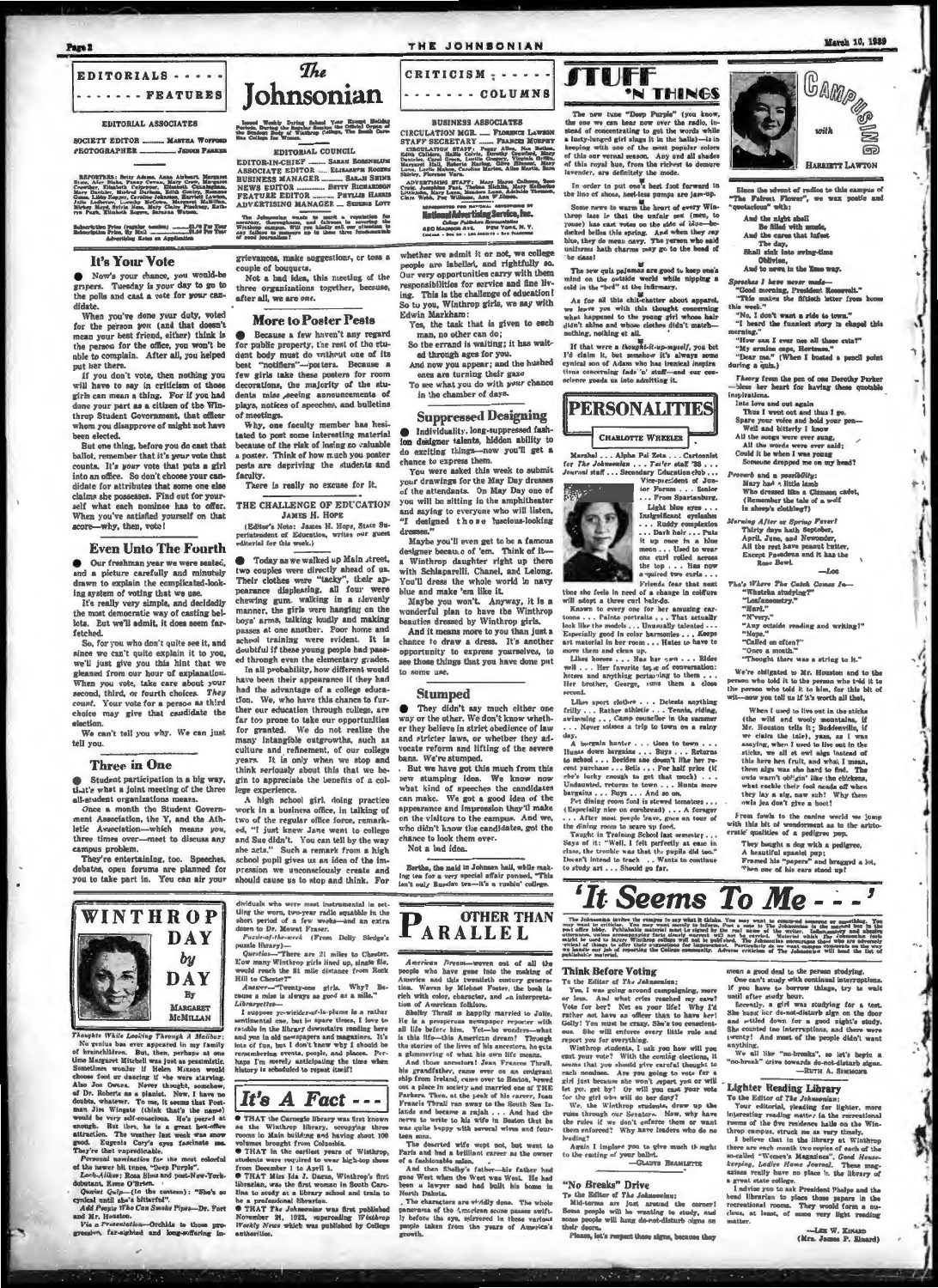# EDITORIALS - - - - - - - - - - - FEATURES

**EDITORIAL ASSOCIATES**

SOCIETY EDITOR .......... MARTHA WOFFORD
PHOTOGRAPHER .......... JEROME PARKER

REPORTERS: Betty Adams, Anne Airheart, Margaret Bruce, Alice Blake, Fanny Cowan, Mary Crow, Margaret Crowther, Elizabeth Culpepper, Elizabeth Cunningham, Mary Dunlap, Mildred Durham, Edith Conley, Romaine Cross, Libby Hopper, Caroline Johnston, Harriett Lawton, Julia Ledbetter, Lucille McCown, Margaret McMillan, Mickey Boyd, Sylvia Ness, Mary Claire Pinckney, Kathryn Pratt, Elizabeth Rogers, Susanna Watson.

Subscription Price (regular session) .......... $1.00 Per Year
Subscription Price, By Mail .......... $1.50 Per Year
Advertising Rates on Application

# The Johnsonian

Issued Weekly During School Year Except Holiday Periods, During the Regular Session the Official Organ of the Student Body of Winthrop College, The South Carolina College for Women.

**EDITORIAL COUNCIL**

EDITOR-IN-CHIEF .......... SARAH ROSENBLUM
ASSOCIATE EDITOR .......... ELIZABETH ROGERS
BUSINESS MANAGER .......... SARAH SHIRK
NEWS EDITOR .......... BETTY RICHARDSON
FEATURE EDITOR .......... PHYLLIS HARRIS
ADVERTISING MANAGER .......... SERENA LOTT

The Johnsonian wants to merit a reputation for accuracy, thoroughness, and fairness in covering the Winthrop campus. Will you kindly call our attention to any failure to measure up to these three fundamentals of good journalism?

# CRITICISM - - - - - - - - - COLUMNS

**BUSINESS ASSOCIATES**

CIRCULATION MGR. .......... FLORENCE LAWSON
STAFF SECRETARY .......... FRANCES MURPHY

CIRCULATION STAFF: Peggy Allen, Nan Bethea, Edith Childers, Hallie Calvin, Dorothy Crawford, Mary Dantzler, Carol Green, Lucille Gregory, Virginia Griffin, Margaret Hall, Roberta Harley, Olive Hinson, Mary Lunn, Lucile Mahon, Caroline Marion, Alice Martin, Sara Shirley, Florence Vara.

ADVERTISING STAFF: Mary Hance Calhoun, Rosa Craig, Josephine High, Nadine Hollis, Mary Richardson Littlejohn, Mary Lunn, Frances Lunn, Adelaide Thomason, Clara Webb, Pat Williams, Ann Williams.

REPRESENTED FOR NATIONAL ADVERTISING BY
National Advertising Service, Inc.
College Publishers Representative
420 MADISON AVE. NEW YORK, N. Y.
CHICAGO - BOSTON - LOS ANGELES - SAN FRANCISCO

## It's Your Vote

● Now's your chance, you would-be gripers. Tuesday is your day to go to the polls and cast a vote for your candidate.

When you've done your duty, voted for the person you (and that doesn't mean your best friend, either) think is the person for the office, you won't be able to complain. After all, you helped put her there.

If you don't vote, then nothing you will have to say in criticism of those girls can mean a thing. For if you had done your part as a citizen of the Winthrop Student Government, that officer whom you disapprove of might not have been elected.

But one thing, before you do cast that ballot, remember that it's your vote that counts. It's your vote that puts a girl into an office. So don't choose your candidate for attributes that some one else claims she possesses. Find out for yourself what each nominee has to offer. When you've satisfied yourself on that score—why, then, vote!

## Even Unto The Fourth

● Our freshman year we were seated, and a picture carefully and minutely drawn to explain the complicated-looking system of voting that we use.

It's really very simple, and decidedly the most democratic way of casting ballots. But we'll admit, it does seem far-fetched.

So, for you who don't quite see it, and since we can't quite explain it to you, we'll just give you this hint that we gleaned from our hour of explanation. When you vote, take care about your second, third, or fourth choices. *They count.* Your vote for a person as third choice may give that candidate the election.

We can't tell you why. We can just tell you.

## Three in One

● Student participation in a big way, that's what a joint meeting of the three all-student organizations means.

Once a month the Student Government Association, the Y, and the Athletic Association—which means you, three times over—meet to discuss any campus problem.

They're entertaining, too. Speeches, debates, open forums are planned for you to take part in. You can air your grievances, make suggestions, or toss a couple of bouquets.

Not a bad idea, this meeting of the three organizations together, because, after all, we are *one*.

## More to Poster Pests

● Because a few haven't any regard for public property, the rest of the student body must do without one of its best "notifiers"—posters. Because a few girls take these posters for room decorations, the majority of the students miss seeing announcements of plays, notices of speeches, and bulletins of meetings.

Why, one faculty member has hesitated to post some interesting material because of the risk of losing so valuable a poster. Think of how much you poster pests are depriving the students and faculty.

There is really no excuse for it.

## THE CHALLENGE OF EDUCATION
### JAMES H. HOPE

(Editor's Note: James H. Hope, State Superintendent of Education, writes our guest editorial for this week.)

● Today as we walked up Main street, two couples were directly ahead of us. Their clothes were "tacky", their appearance displeasing, all four were chewing gum, walking in a slovenly manner, the girls were hanging on the boys' arms, talking loudly and making passes at one another. Poor home and school training were evident. It is doubtful if these young people had passed through even the elementary grades.

In all probability, how different would have been their appearance if they had had the advantage of a college education. We, who have this chance to further our education through college, are far too prone to take our opportunities for granted. We do not realize the many intangible outgrowths, such as culture and refinement, of our college years. It is only when we stop and think seriously about this that we begin to appreciate the benefits of a college experience.

A high school girl, doing practice work in a business office, in talking of two of the regular office force, remarked, "I just knew Jane went to college and Sue didn't. You can tell by the way she acts." Such a remark from a high school pupil gives us an idea of the impression we unconsciously create and should cause us to stop and think. For whether we admit it or not, we college people are labelled, and rightfully so. Our very opportunities carry with them responsibilities for service and fine living. This is the challenge of education! So to you, Winthrop girls, we say with Edwin Markham:

> Yes, the task that is given to each man, no other can do;
> So the errand is waiting; it has waited through ages for you.
> And now you appear; and the hushed ones are turning their gaze
> To see what you do with *your* chance in the chamber of days.

## Suppressed Designing

● Individuality, long-suppressed fashion designer talents, hidden ability to do exciting things—now you'll get a chance to express them.

You were asked this week to submit your drawings for the May Day dresses of the attendants. On May Day one of you will be sitting in the amphitheater and saying to everyone who will listen, "I designed those luscious-looking dresses."

Maybe you'll even get to be a famous designer because of 'em. Think of it—a Winthrop daughter right up there with Schiaparelli, Chanel, and Lelong. You'll dress the whole world in navy blue and make 'em like it.

Maybe you won't. Anyway, it is a wonderful plan to have the Winthrop beauties dressed by Winthrop girls.

And it means more to you than just a chance to draw a dress. It's another opportunity to express yourselves, to see those things that you have done put to some use.

## Stumped

● They didn't say much either one way or the other. We don't know whether they believe in strict obedience of law and stricter laws, or whether they advocate reform and lifting of the severe bans. We're stumped.

But we have got this much from this mere stumping idea. We know now what kind of speeches the candidates can make. We got a good idea of the appearance and impression they'll make on the visitors to the campus. And we, who didn't know the candidates, got the chance to look them over.

Not a bad idea.

# STUFF 'N THINGS

The new tune "Deep Purple" (you know, the one we can hear now over the radio, instead of concentrating to get the words while a lusty-lunged girl sings it in the halls)—is in keeping with one of the most popular colors of this our vernal season. Any and all shades of this royal hue, from the richest to demure lavender, are definitely the mode.

In order to put one's best foot forward in the line of shoes, heel-less pumps are jam-up.

Some news to warm the heart of every Winthrop lass is that the outfit set (men, to youse) has cast votes on the side of lilac—bedecked belles this spring. And when they say blue, they do mean navy. The person who said uniforms hath charms may go to the head of the class!

The new cult pajamas are good to keep one's mind on the outside world while nipping a cold in the "bud" at the infirmary.

As for all this chit-chatter about apparel, we leave you with this thought concerning what happened to the young girl whose hair didn't shine and whose clothes didn't match—nothing, nothing at all.

If that were a *thought-it-up-myself*, you bet I'd claim it, but somehow it's always some cynical son of Adam who has ironical inspirations concerning fads 'n' stuff—and our conscience goads us into admitting it.

# PERSONALITIES
### CHARLOTTE WHEELER

Marshal . . . Alpha Psi Zeta . . . Cartoonist for *The Johnsonian* . . . *Tatler* staff '38 . . . *Journal* staff . . . Secondary Education club . . . Vice-president of Junior Forum . . . Senior . . . From Spartanburg. Light blue eyes . . . Insignificant eyelashes . . . Ruddy complexion . . . Dark hair . . . Puts it up once in a blue moon . . . Used to wear one curl rolled across the top . . . Has now acquired two curls . . . Friends fear that next time she feels in need of a change in coiffure will adopt a three curl hair-do.

Known to every one for her amusing cartoons . . . Paints portraits . . . That actually look like the models . . . Unusually talented . . . Especially good in color harmonies . . . Keeps art material in her room . . . Hates to have to move them and clean up.

Likes horses . . . Has her own . . . Rides well . . . Her favorite topic of conversation: horses and anything pertaining to them . . . Her brother, George, runs them a close second.

Likes sport clothes . . . Detests anything frilly . . . Rather athletic . . . Tennis, riding, swimming . . . Camp counsellor in the summer . . . Never misses a trip to town on a rainy day.

A bargain hunter . . . Goes to town . . . Hunts down bargains . . . Buys . . . Returns to school . . . Decides she doesn't like her recent purchase . . . Sells . . . For half price (if she's lucky enough to get that much) . . . Undaunted, returns to town . . . Hunts more bargains . . . Buys . . . And so on.

Pet dining room food is stewed tomatoes . . . (Especially nice on cornbread) . . . A forager . . . After most people leave, goes on tour of the dining room to scare up food.

Taught in Training School last semester . . . Says of it: "Well, I felt perfectly at ease in there, the trouble was that the pupils did too." Doesn't intend to teach . . . Wants to continue to study art . . . Should go far.

# CAMPUSING
### with HARRIETT LAWTON

Since the advent of radio to this campus of "The Fairest Flower", we wax poetic and "quotacious" with:

> And the night shall
> Be filled with music,
> And the cares that infest
> The day,
> Shall sink into swing-time
> Oblivion,
> And to sense in the Bass way.

*Speeches I have never made*—
"Good morning, President Roosevelt."
"This makes the fiftieth letter from home this week."
"No, I don't want a ride to town."
"I heard the funniest story in chapel this morning."
"How can I ever use all these cuts?"
"My ermine cape, Hortense."
"Dear me." (When I busted a pencil point during a quiz.)

*Theory from the pen of one Dorothy Parker*—bless her heart for having these quotable inspirations.

> Into love and out again
> Thus I went out and thus I go.
> Spare your voice and hold your pen—
> Well and bitterly I know
> All the songs were ever sung,
> All the words were ever said;
> Could it be when I was young
> Someone dropped me on my head?

*Proverb and a possibility:*
> Mary had a little lamb
> Who dressed like a Clemson cadet,
> (Remember the tale of a wolf
> in sheep's clothing?)

*Morning After or Spring Fever!*
> Thirty days hath September,
> April, June, and November,
> All the rest have peanut butter,
> Except Pasadena and it has the
> Rose Bowl.
> —Loc

*That's Where The Catch Comes In*—
"Whatcha studying?"
"Leafancestry."
"Hurt."
"N'very."
"Any outside reading and writing?"
"Nope."
"Called on often?"
"Once a month."
"Thought there was a string to it."

We're obligated to Mr. Houston and to the person who told it to the person who told it to the person who told it to him, for this bit of wit—now you tell us if it's worth all that.

> When I used to live out in the sticks
> (the wild and wooly mountains, if Mr. Houston tells it; Buddenville, if we claim the tale), yeas, as I was saaying, when I used to live out in the sticks, we all et owl eggs instead of this here hen fruit, and what I mean, them aigs was sho hard to find. The owls wasn't obligin' like the chickens, what cackle their fool heads off when they lay a aig, naw suh! Why them owls jes don't give a hoot!

From fowls to the canine world we jump with this bit of wonderment as to the aristocratic qualities of a pedigree pup.

> They bought a dog with a pedigree,
> A beautiful spaniel pup;
> Framed his "papers" and bragged a lot,
> Then one of his ears stood up!

# WINTHROP DAY by DAY
### By MARGARET McMILLAN

*Thoughts While Looking Through A Mailbox:* No genius has ever appeared in my family of brainchildren. But, then, perhaps at one time Margaret Mitchell was just as pessimistic. Sometimes wonder if Helen Maxson would choose food or dancing if she were starving. Also Joe Owens. Never thought, somehow, of Dr. Roberts as a pianist. Now, I have no doubts, whatever. To me, it seems that Postman Jim Wingate (think that's the name) would be very self-conscious. He's peered at enough. But then, he is a great box-office attraction. The weather last week was snow good. Eugenia Cary's eyes fascinate me. They're that unpredictable.

*Personal nomination for the most colorful* of the newer hit tunes, "Deep Purple".

*Look-Alikes:* Rosa Bliss and post-New-York-debutant, Emma O'Brien.

*Quaint Quip*—(in the canteen): "She's so cynical until she's bitterful".

*Add People Who Can Smoke Pipes*—Dr. Fort and Mr. Houston.

*Via a Presentation*—Orchids to those progressive, far-sighted and long-suffering individuals who were most instrumental in settling the worn, two-year radio squabble in the short period of a few weeks—and an extra dozen to Dr. Mowat Fraser.

*Puzzle-of-the-week* (From Dolly Sledge's puzzle library)—

*Question*—"There are 21 miles to Chester. How many Winthrop girls lined up, single file, would reach the 21 mile distance from Rock Hill to Chester?"

*Answer*—"Twenty-one girls. Why? Because a miss is always as good as a mile."

*Librarynettes*—

I suppose ye-wielder-of-la-plume is a rather sentimental one, but at times, I love to ramble in the library downstairs reading here and you in old newspapers and magazines. It's lots of fun, but I can't know why I should be remembering events, people, and places. Perhaps I'm merely anticipating the time when history is scheduled to repeat itself!

# It's A Fact - - -

● THAT the Carnegie library was first known as the Winthrop library, occupying three rooms in Main building and having about 100 volumes brought from Columbia.

● THAT in the earliest years of Winthrop, students were required to wear high-top shoes from December 1 to April 1.

● THAT Miss Ida J. Dacus, Winthrop's first librarian, was the first woman in South Carolina to study at a library school and train to be a professional librarian.

● THAT *The Johnsonian* was first published November 21, 1923, superceding *Winthrop Weekly News* which was published by College authorities.

# PARALLEL
### OTHER THAN

*American Dream*—woven out of all the people who have gone into the making of America and this twentieth century generation. Written by Michael Foster, the book is rich with color, character, and an interpretation of American folklore.

Shelby Thrall is happily married to Julie. He is a prosperous newspaper reporter with all life before him. Yet—he wonders—what is this life—this American dream? Through the stories of the lives of his ancestors, he gets a glimmering of what his own life means.

And those ancestors! Jean Frances Thrall, his grandfather, came over on an emigrant ship from Ireland, came over to Boston, worked out a place in society and married one of THE Parkers. Then, at the peak of his career, Jean Francis Thrall ran away to the South Sea Islands and became a rajah . . . And had the nerve to write to his wife in Boston that he was quite happy with several wives and fourteen sons.

The deserted wife wept not, but went to Paris and had a brilliant career as the owner of a fashionable salon.

And then Shelby's father—his father had gone West when the West was West. He had been a lawyer and had built his home in North Dakota.

The characters are vividly done. The whole panorama of the American scene passes swiftly before the eye, mirrored in these various people taken from the years of America's growth.

Bertha, the maid in Johnson hall, while making tea for a very special affair proceeds, "This isn't only Russian tea—it's a rushin' college."

# 'It Seems To Me - - -'

The Johnsonian invites the campus to say what it thinks. You may want to commend someone or something. You may want to criticize. You may want merely to inform. Feel free to contribute in this column. Put your letters in the post office lobby. Publishable material must be signed by the full name of the writer. Information concerning authorship will be kept confidential upon request. Material which, in the judgment of the editors, is deemed libelous or unfair will not be published. The Johnsonian encourages those who are seriously interested in making Winthrop a better college to write their suggestions here. Particularly do we want campus comment on the way we handle our job of reporting the College community. Adverse criticism of The Johnsonian will head the list of publishable material.

### Think Before Voting

To the Editor of *The Johnsonian*:

Yes, I was going around campaigning, more or less. And what cries reached my ears? Vote for her! Not on your life! Why I'd rather not have an officer than to have her! Golly! You must be crazy. She's too conscientious. She will enforce every little rule and report you for everything.

Winthrop students, I ask you how will you cast your vote? With the coming elections, it seems that you should give careful thought to each nominee. Are you going to vote for a girl just because she won't report you or will let you get by? Or will you cast your vote for the girl who will do her duty?

We, the Winthrop students, draw up the rules through our Senators. Now, why have the rules if we don't enforce them or want them enforced? Why have leaders who do no leading?

Again I implore you to give much thought to the casting of your ballot.

—GLADYS BRAMLETTE

### "No Breaks" Drive

To the Editor of *The Johnsonian*:

Mid-terms are just around the corner! Some people will be wanting to study, and some people will hang do-not-disturb signs on their doors.

Please, let's respect these signs, because they mean a good deal to the person studying.

One can't study with continual interruptions. If you have to borrow things, try to wait until after study hour.

Recently, a girl was studying for a test. She hung her do-not-disturb sign on the door and settled down for a good night's study. She counted the interruptions, and there were twenty! And most of the people didn't want anything.

We all like "no-breaks", so let's begin a "no-break" drive towards do-not-disturb signs.

—RUTH A. SIMMONS

### Lighter Reading Library

To the Editor of *The Johnsonian*:

Your editorial, pleading for lighter, more interesting reading matter in the recreational rooms of the five residence halls on the Winthrop campus, struck me as very timely.

I believe that in the library at Winthrop there are each month two copies of each of the so-called "Women's Magazines", *Good Housekeeping, Ladies Home Journal*. These magazines really have no place in the library of a great state college.

I advise you to ask President Phelps and the head librarian to place these papers in the recreational rooms. They would form a nucleus, at least, of some very light reading matter.

—LEE W. KINARD
(Mrs. James P. Kinard)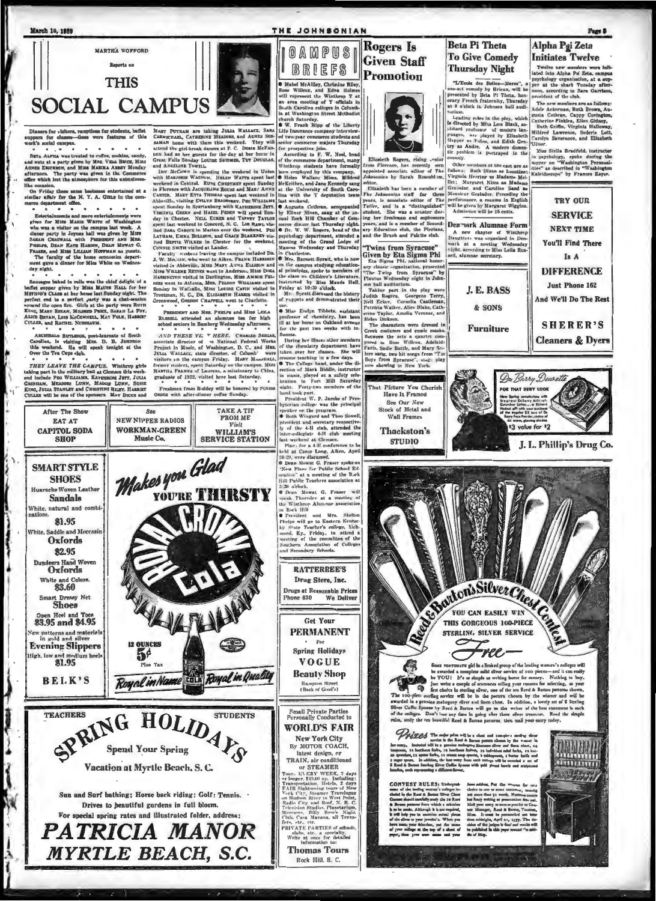MARTHA WOFFORD

Reports on

# THIS SOCIAL CAMPUS

Dinners for visitors, receptions for students, buffet suppers for classes—these were features of this week's social campus.

• • • • •

BETA ALPHA was treated to coffee, cookies, candy, and nuts at a party given by MRS. VIDA BRICE, MISS AGNES ERICKSON, and MISS MARIKA ABBEY Monday afternoon. The party was given in the Commerce office which lent the atmosphere for this unbusiness-like occasion.

On Friday these same hostesses entertained at a similar affair for the N. Y. A. GIRLS in the commerce department office.

• • • • •

Entertainments and more entertainments were given for MISS MARIE WHITE of Washington who was a visitor on the campus last week. A dinner party in Joynes hall was given by MISS SARAH CRAGWALL with PRESIDENT AND MRS. PHELPS, DEAN KATE HARDIN, DEAN MOWAT G. FRASER, and MISS LILLIAN HOFFMAN as guests.

The faculty of the home economics department gave a dinner for Miss White on Wednesday night.

• • • • •

Sausages baked in rolls was the chief delight of a buffet supper given by MISS MAUDE HALL for her METHODS CLASS at her home last Sunday night. The perfect end to a perfect party was a chat-session around the open fire. Girls at the party were RUTH KING, MARY REGAN, MILDRED PRICE, SARAH LA FOY, ALICE BRYAN, LOIS McCONNELL, MAY FOLK, HARRIET CULLER, and RACHEL NUSSBAUM.

• • • • •

ARCHIBALD RUTLEDGE, poet-laureate of South Carolina, is visiting MRS. D. B. JOHNSON this weekend. He will speak tonight at the Over the Tea Cups club.

• • • • •

*THEY LEAVE THE CAMPUS.* Winthrop girls taking part in the military ball at Clemson this weekend include PEG WILLIAMS, KATHERINE JETT, JULIA GRESHAM, MEADOR LUNN, MADGE LUNN, SUSIE KING, JULIA STANLEY and CHRISTINE RILEY. HARRIET CULLER will be one of the sponsors. MAY DICUS and MARY PUTNAM are taking JULIA WALLACE, SARA CARMICHAEL, CATHERINE MEADORS, and AGNES SOSSAMAN home with them this weekend. They will attend the girl-break dances at P. C. DORIS McFADDEN had as her guests for the day at her home in Great Falls Sunday LOUISE SHUMER, TUT DOUGLAS, and ANGELINE TOWILL.

DOT McCOWN is spending the weekend in Union with MARJORIE WAGNON. HELEN WATTS spent last weekend in Central. RUTH CHESTNUT spent Sunday in Florence with JACQUELINE ROUSE and MARY ANNE CARTER. MARY ETTA THOMAS spent last weekend in Abbeville, visiting EVELYN BRADBERRY. PEG WILLIAMS spent Sunday in Spartanburg with KATHERINE JETT. VIRGINIA GREEN and HAZEL PEDEN will spend Sunday in Chester. NELL ECKER and TAPPEY TAYLOR spent last weekend in Concord, N. C. LIB RAWL visited SARA GASQUE in Marion over the weekend. PEG LATHAM, EMMA BOLLSON, and GRACE BLAKENEY visited BERTIE WILKES in Chester for the weekend. CONNIE SMITH visited at Lander.

Faculty members leaving the campus included DR. J. W. MACAIN, who went to Aiken. FRANK HARRISON visited in Abbeville. MISS MARY ANNA ELLISON and MISS WILLENE REEVES went to Anderson. MISS DORA HARRINGTON visited in Darlington. MISS ANNIE FELDERS went to Atlanta. MRS. FELDON WILLIAMS spent Sunday in Walhalla. MISS LOUISE CAVIN visited in Troutman, N. C. DR. ELIZABETH HARRIS visited in Greenwood. GORDON CHAPPELL went to Charlotte.

• • • • •

PRESIDENT AND MRS. PHELPS and MISS LEILA RUSSELL attended an alumnae tea for high school seniors in Bamberg Wednesday afternoon.

• • • • •

*AND THESE VISIT HERE.* CHARLES SEEGAR, associate director of the National Federal Works Project in Music, of Washington, D. C., and MRS. JULIA WALLACE, state director, of Columbia were visitors on the campus Friday. MARY MARSHALL, former student, spent Saturday on the campus. MISS MARTHA FRANKS of Laurens, a missionary to China, graduate of 1922, visited here last Saturday.

• • • • •

Freshmen from Buddy will be honored by SENIOR ORDER with after-dinner coffee Sunday.

---

# CAMPUS BRIEFS

● Mabel McAlley, Christine Riley, Rose Wilcox, and Edna Holmes will represent the Winthrop Y at an area meeting of Y officials in South Carolina colleges in Columbia at Washington Street Methodist church Saturday.

● W. Frank Hipp of the Liberty Life Insurance company interviewed two-year commerce students and senior commerce majors Thursday for prospective jobs.

According to F. W. Noel, head of the commerce department, many Winthrop students have formally been employed by this company.

● Helen Wallace Mims, Mildred McKeithen, and Jane Kennedy sang at the University of South Carolina with the Y deputation team last weekend.

● Augusta Cothran, accompanied by Elinar Niven, sang at the annual Rock Hill Chamber of Commerce dinner last Thursday night.

● Dr. W. W. Rogers, head of the psychology department, attended a meeting of the Grand Lodge of Masons Wednesday and Thursday in Charleston.

● Mrs. Barnett Spratt, who is now on the campus studying educational principles, spoke to members of the class in Children's Literature, instructed by Miss Maude Hall, Friday at 10:30 o'clock.

Mrs. Spratt discussed the history of puppets and demonstrated their use.

● Miss Evelyn Tibbets, assistant professor of chemistry, has been ill at her home on Oakland avenue for the past two weeks with influenza.

During her illness other members of the chemistry department have taken over her classes. She will resume teaching in a few days.

● The College band, under the direction of Mark Biddle, instructor in music, played at a safety celebration in Fort Mill Saturday night. Forty-two members of the band took part.

President W. P. Jacobs of Presbyterian college was the principal speaker on the program.

● Ruth Wingard and Theo Sowell, president and secretary respectively of the 4-H club, attended the inter-collegiate 4-H club meeting last weekend at Clemson.

Plans for a 4-H conference to be held at Camp Long, Aiken, April 28-29, were discussed.

● Dean Mowat G. Fraser spoke on "New Plans for Public School Education" at a meeting of the Rock Hill Public Teachers association at 3:30 o'clock.

● Dean Mowat G. Fraser will speak Thursday at a meeting of the Winthrop Alumnae association in Rock Hill.

● President and Mrs. Shelton Phelps will go to Eastern Kentucky State Teacher's college, Richmond, Ky., Friday, to attend a meeting of the committee of the Southern Association of Colleges and Secondary Schools.

---

# Rogers Is Given Staff Promotion

Elizabeth Rogers, rising senior from Florence, has recently been appointed associate editor of *The Johnsonian* by Sarah Rosenblum, editor.

Elizabeth has been a member of *The Johnsonian* staff for three years, is associate editor of *The Tatler*, and is a "distinguished" student. She was a senator during her freshman and sophomore years, and is a member of Secondary Education club, the Pierians, and the Brush and Palette club.

# "Twins from Syracuse" Given by Eta Sigma Phi

Eta Sigma Phi, national honorary classic organization, presented "The Twins from Syracuse" by Plautus Wednesday night in Johnson hall auditorium.

Taking part in the play were Judith Rogers, Georgene Terry, Nell Ecker, Cornelia Castleman, Patricia Walker, Alice Blake, Catherine Taylor, Amelia Veronee, and Helen Dickson.

The characters were dressed in Greek costumes and comic masks. Between the acts a quartet composed of Rose Wilcox, Adelaide Faris, Sadie Battle, and Mary Sellers sang, two hit songs from "The Boys from Syracuse", stage play now showing in New York.

---

# Beta Pi Theta To Give Comedy Thursday Night

"L'Ecole des Belles—Meres", a one-act comedy by Brieux, will be presented by Beta Pi Theta, honorary French fraternity, Thursday at 8 o'clock in Johnson hall auditorium.

Leading roles in the play, which is directed by Miss Lois Black, assistant professor of modern languages, are played by Elizabeth Hopper as Fifine, and Edith Gentry as Andre. A modern domestic problem is portrayed in the comedy.

Other members of the cast are as follows: Ruth Dixon as Leontine; Virginia Herring as Madame Mellet; Margaret Nims as Madame Graindor, and Caroline Sand as Monsieur Graindor. Preceding the performance, a resume in English will be given by Margaret Wiggins. Admission will be 15 cents.

# Denmark Alumnae Form

A new chapter of Winthrop Daughters was organized in Denmark at a meeting Wednesday night, according to Miss Leila Russell, alumnae secretary.

---

# Alpha Psi Zeta Initiates Twelve

Twelve new members were initiated into Alpha Psi Zeta, campus psychology organization, at a supper at the shack Tuesday afternoon, according to Sara Garrison, president of the club.

The new members are as follows: Adele Ackerman, Ruth Brown, Augusta Cothran, Cappy Covington, Catherine Finklea, Ellen Gidney, Ruth Griffin, Virginia Holloway, Mildred Lawrence, Sederis Lott, Carolyn Saverance, and Elizabeth Ulmer.

Miss Stella Bradfield, instructor in psychology, spoke during the supper on "Washington Personalities" as described in "Washington Kaleidoscope" by Frances Keyes.

---

TRY OUR SERVICE NEXT TIME You'll Find There Is A DIFFERENCE

Just Phone 162 And We'll Do The Rest

SHERER'S Cleaners & Dyers

---

J. E. BASS & SONS Furniture

---

That Picture You Cherish Have It Framed

See Our New Stock of Metal and Wall Frames

Thackston's STUDIO

---

Du Barry Dewette — FOR THAT DEWY LOOK — $2 value for $2

J. L. Phillip's Drug Co.

---

After The Show EAT AT CAPITOL SODA SHOP

See NEW NIPPER RADIOS WORKMAN-GREEN Music Co.

TAKE A TIP FROM ME Visit WILLIAM'S SERVICE STATION

---

SMART STYLE SHOES

Huarache Woven Leather Sandals — White, natural and combinations. $1.95

White, Saddle and Moccasin Oxfords $2.95

Dundeers Hand Woven Oxfords — White and Colors. $3.60

Smart Dressy Net Shoes — Open Heel and Toes $3.95 and $4.95

New patterns and materials in gold and silver Evening Slippers — High, low and medium heels $1.95

BELK'S

---

Makes you Glad YOU'RE THIRSTY

ROYAL CROWN Cola — 12 OUNCES 5¢ Plus Tax

Royal in Name — Royal in Quality

---

RATTERREE'S Drug Store, Inc.

Drugs at Reasonable Prices

Phone 630 — We Deliver

---

Get Your PERMANENT For Spring Holidays

VOGUE Beauty Shop

Hampton Street (Back of Good's)

---

Small Private Parties Personally Conducted to WORLD'S FAIR

New York City By MOTOR COACH, latest design, or TRAIN, air conditioned or STEAMER

Tours EVERY WEEK, 7 days or longer, $10.00 up. Including: Transportation, Hotels, 2 days FAIR Sightseeing tours of New York City, Steamer Travelogue on Hudson River to West Point, Radio City and Roof, N. B. C. Television Studios, Planetarium, Museums, Billy Rose's Night Club, Casa Manana, all Transfers, etc., etc.

PRIVATE PARTIES of schools, clubs, etc., a specialty. Write at once for detailed information to:

Thomas Tours — Rock Hill, S. C.

---

TEACHERS — SPRING HOLIDAYS — STUDENTS

Spend Your Spring Vacation at Myrtle Beach, S. C.

Sun and Surf bathing; Horse back riding; Golf; Tennis. Drives to beautiful gardens in full bloom.

For special spring rates and illustrated folder, address:

*PATRICIA MANOR*

*MYRTLE BEACH, S.C.*

---

Reed & Barton's Silver Chest Contest

YOU CAN EASILY WIN THIS GORGEOUS 100-PIECE STERLING SILVER SERVICE

Free

Some FORTUNATE girl in a limited group of the leading women's colleges will be awarded a complete solid silver service of 100 pieces—and it can easily be YOU! It's as simple as writing home for money. Nothing to buy. Just write a couple of sentences telling your reasons for selecting, as your first choice in sterling silver, one of the ten Reed & Barton patterns shown. The 100-piece sterling service will be in the pattern chosen by the winner and will be awarded in a genuine mahogany silver and linen chest. In addition, a lovely set of 8 Sterling Silver Coffee Spoons by Reed & Barton will go to the writer of the best statement in each of the colleges. Don't lose any time in going after these silver treasures. Read the simple rules, study the ten beautiful Reed & Barton patterns, then mail your entry today.

Prizes

CONTEST RULES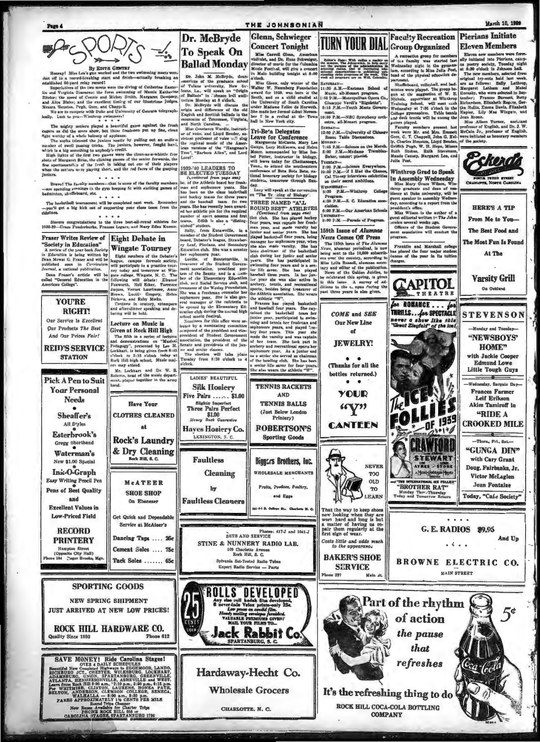# SPORTS

By EDITH GENTRY

Hooray! Miss Lea's gun worked and the two swimming meets were shot off to a record-breaking start and finish—actually breaking an established 80-yard relay record!

Superlatives of the two meets were the diving of Catherine Easterlin and Virginia Simmons; the form swimming of Mamie Katherine Ritchie; the speed of Connie and Mickey Smith, Margaret Dempsey, and Alice Blake; and the excellent timing of our illustrious judges, Messrs. Houston, Pugh, Gore, and Chappell.

We are to compete with Duke and University of Georgia telegraphically. Luck to you—Winthrop swimmers!

• • • •

The mighty seniors played a beautiful game against the fresh eagers as did the score show, but those freshmen put up fine, clean fight worthy of a whole balcony of applause.

The sophs trimmed the juniors neatly by pulling out an endless number of swell passing tricks. The juniors, however, fought hard, which is a big something to anybody's credit.

High lights of the first two games were the clean-as-a-whistle free shots of Margaret Brice, the clicking passes of the senior forwards, the fine sportsmanship of the frosh in taking out one of their players when the seniors were playing short, and the red faces of the gasping juniors.

• • • •

Bravo! The faculty members—that is some of the faculty members—are spending evenings in the gym keeping fit with exciting games of badminton, shuffleboard, etc.

• • • •

The basketball tournament will be completed next week. Remember—you'll get a big kick out of supporting your class team from the sidelines.

• • • •

Sincere congratulations to the three best-all-round athletes for 1938-39—Grace Funderburke, Frances Legare, and Mary Edna Kneece.

## Fraser Writes Review of "Society in Education"

A review of the year book *Society in Education* is being written by Dean Mowat G. Fraser and will be published soon in *Curriculum Journal*, a national publication.

Dean Fraser's article will be called "General Education in the American College".

## Eight Debate in Wingate Tourney

Eight members of the Debater's league, campus forensic society, will participate in a practice tourney today and tomorrow at Wingate college, Wingate, N. C. The following will debate: Eleanor Foxworth, Nell Ecker, Torrence Jaques, Vernet Lawrimore, Anne Brown, Lucile Gregory, Helen Dickson, and Ruby Meeks.

Contests in oratory, extempore and after-dinner speaking and debating will be held.

## Lecture on Music is Given at Rock Hill High

The fifth in a series of lectures and demonstrations on "Musical Pedagogy", presented by Lee M. Lockhart, is being given from 8:45 o'clock to 3:15 o'clock today at Rock Hill high school. Music majors may attend.

Mr. Lockhart and Dr. W. B. Roberts, head of the music department, played together in the army band.

---

YOU'RE RIGHT!

Our Service Is *Excellent*
Our Products *The Best*
And Our Prices *Fair!*

REID'S SERVICE STATION

---

Pick A Pen to Suit Your Personal Needs

Sheaffer's
All Styles

Esterbrook's
Gregg Shorthand

Waterman's
New $1.00 Special

Ink-O-Graph
Easy Writing Pencil Pen

Pens of Best Quality and Excellent Values in Low-Priced Field

RECORD PRINTERY
Hampton Street
(Opposite City Hall)
Phone 164 Roger Brooks, Mgr.

---

Have Your CLOTHES CLEANED at Rock's Laundry & Dry Cleaning
Rock Hill, S. C.

---

McATEER SHOE SHOP
On Ebenezer

Get Quick and Dependable Service at McAteer's

Dancing Taps .... 25c
Cement Soles .... 75c
Tack Soles ....... 65c

---

## Dr. McBryde To Speak On Ballad Monday

Dr. John M. McBryde, dean-emeritus of the graduate school of Tulane university, New Orleans, La., will speak on "Origin of Ballads" in Johnson hall auditorium Monday at 8 o'clock.

Dr. McBryde will discuss the origin and difference of the old English and Scottish ballads in the mountains of Tennessee, Virginia, and North Carolina.

Miss Constance Wardle, instructor of voice, and Lloyd Bender, assistant professor of voice, will sing the original music of the American versions of the "Hangman's Tree", "Barbara Allen", and Lord Lovel".

## 1939-'40 LEADERS TO BE ELECTED TUESDAY

(Continued from page one)

be. of the Athletic board her freshman and sophomore years. She has been on the class basketball and hockey teams for three years and the baseball team for two years. She has recently been awarded her athletic pin for the required number of sport seasons and first teams. Edith is also a "distinguished" student.

Sally, from Eutawville, is a member of the Student Government board, Debater's league, Strawberry Leaf, Pierians, and Secondary Education club. She was a senator her sophomore year.

Lucille, of Bennettsville, is treasurer of the Student Government association, president protem of the Senate, and is a member of the Elementary Education club, and Social Service club, and treasurer of the Wesley Foundation. She was a freshman counselor her sophomore year. She is also general manager of the cafeteria to be opened by the Elementary Education club during the annual high school music festival.

Nominees for this office were selected by a nominating committee composed of the president and vice-president of Student Government association, the president of the Senate and presidents of the junior and senior classes.

The election will take place Tuesday from 8:30 o'clock to 4 o'clock.

---

LADIES' BEAUTIFUL Silk Hosiery
Five Pairs ...... $1.00
Slightly Imperfect
Three Pairs Perfect $1.00
Money Back Guarantee
Hayes Hosiery Co.
LEXINGTON, N. C.

---

Faultless Cleaning by Faultless Cleaners

---

## Glenn, Schwieger Concert Tonight

Miss Carroll Glenn, American violinist, and Dr. Hans Schwieger, director of music for the Columbia Music Festival, will give a concert in Main building tonight at 8:00 o'clock.

Miss Glenn, only winner of the Walter W. Naumberg Foundation award for 1938, was born in the South, and as a child studied at the University of South Carolina under Madame Felice de Horvath. She made her formal debut November 7 in a recital at the Town hall in New York city.

## Tri-Beta Delegates Leave for Conference

Marguerite McCants, Mary Lee Gettys, Lucy McKeown, and Helen Moore, accompanied by Miss Isabel Potter, instructor in biology, will leave today for Chattanooga, Tenn., to attend the southeastern conference of Beta Beta Beta, national honorary society for biology students, tomorrow through Sunday.

Lucy will speak at the convention on "The Teaching of Biology".

## THREE NAMED "ALL ROUND BEST" ATHLETES

(Continued from page one)

tion club. She has played hockey four years, was captain her freshman year, and made varsity her junior and senior years. She has played basketball four years, being manager her sophomore year, when she also made varsity. She has been chairman of the basketball club during her junior and senior years. She has participated in swimming four years and is a senior life saver. She has played baseball three years. In her junior year she was also active in archery, tennis, and recreational sports, besides being treasurer of the Athletic association. She wears the athletic "W".

Frances has played basketball and baseball four years. She captained the basketball team her junior year, participated in swimming and tennis her freshman and sophomore years, and played hockey four years. This year she made the varsity and was captain of her team. She took part in archery and recreational sports her sophomore year. As a junior and as a senior she served as chairman of the bowling club. She has been a senior life saver for four years. She also wears the athletic "W".

---

TENNIS RACKETS AND TENNIS BALLS
(Just Below London Printery)
ROBERTSON'S Sporting Goods

---

Biggers Brothers, Inc.
WHOLESALE MERCHANTS
Fruits, Produce, Poultry, and Eggs
501-3-5 S. College St. Charlotte N. C.

---

## TURN YOUR DIAL

Editor's Note: With radios a reality on the campus, The Johnsonian, to help carry out the purpose of the administration in granting radios, that of increasing educational opportunities—is publishing outstanding radio programs of the week. This week all programs are on WIS, Columbia.

SATURDAY—
11:30 A.M.—Eastman School of Music, all-Mozart program.
1:55 P.M.—Metropolitan Opera Co., Giuseppe Verdi's "Rigoletto".
5:15 P.M.—Youth Meets Government.
10:00 P.M.—NBC Symphony orchestra, all-Mozart program.

SUNDAY—
12:30 P.M.—University of Chicago Round Table Discussions.

MONDAY—
7:45 P.M.—Science on the March.
8:00 P.M.—Madame Tremblay-Baker, concert pianist.

TUESDAY—
2:00 P.M.—Science Everywhere.
10:00 P.M.—If I Had the Chance, Cal Tinney interviews celebrities on their secret ambitions.

WEDNESDAY—
3:30 P.M.—Winthrop College Program.
4:30 P.M.—S. C. Education association.
6:00 P.M.—Our American Schools.

THURSDAY—
8:00 P.M.—Parade of Progress.

## 159th Issue of *Alumnae News* Comes Off Press

The 159th issue of *The Alumnae News*, alumnae periodical, is now being sent to the 10,000 subscribers over the country, according to Miss Leila Russell, alumnae secretary and editor of the publication.

News of the Golden Jubilee, to be celebrated this spring, is given in this issue. A survey of additions to the campus during the past three years is also given.

---

COME and SEE Our New Line of JEWELRY!

(Thanks for all the bottles returned.)

YOUR "Y" CANTEEN

---

NEVER TOO OLD TO LEARN

That the way to keep shoes new looking when they are worn hard and long is but a matter of having us repair them regularly at the first sign of wear.

*Costs little and adds much to the appearance*

BAKER'S SHOE SERVICE
Phone 227 Main St.

---

## Faculty Recreation Group Organized

A recreation group for members of the faculty was started last Wednesday night in the gymnasium, according to Miss Julia Post, head of the physical education department.

Shuffleboard, volleyball, and badminton were played. The group begun at the suggestion of W. B. Nichols, supervisor at Winthrop Training School, will meet each Wednesday at 7:30 o'clock in the College gymnasium. Table tennis and deck tennis will be among the games played.

Faculty members present last week were Mr. and Mrs. Emmett Gore, C. T. Chappell, John G. Kelly, Charles Houston, Lloyd Bender, Griffith Pugh, W. H. Hope, Misses Ruth Stokes, Ruth Stevenson, Maude Causey, Margaret Lee, and Julia Post.

## Winthrop Grad to Speak In Assembly Wednesday

Miss Mary Grace Wilson, Winthrop graduate and dean of residence at Duke university, will be guest speaker in assembly Wednesday, according to a report from the president's office.

Miss Wilson is the author of a guest editorial written for *The Johnsonian* several weeks ago.

Officers of the Student Government association will conduct the program.

Franklin and Marshall college has placed the four major student dances of the year in its tuition charges.

---

CAPITOL THEATRE

for ROMANCE ... for THRILLS ... for SPECTACLE
never a show like this
"Great Ziegfeld" of the ice!

The ICE FOLLIES OF 1939

CRAWFORD STEWART AYRES STONE

"THE INTERNATIONAL ICE FOLLIES"

"BROTHER RAT"
Monday Thru Thursday
Today and Tomorrow Return

---

## Pierians Initiate Eleven Members

Eleven new members were formally initiated into Pierians, campus poetry society, Tuesday night at 6:30 o'clock in Johnson hall.

The new members, selected from original try-outs held last week, are as follows: Sally Lathrop, Margaret Latham and Mabel Hornsby, who were selected in September; Frances Burnett, Betty Richardson, Elizabeth Rogers, Gertha Hollis, Emma Davis, Elizabeth Napier, Lily Mae Wingate, and Jean Bronn.

Miss Aileen Turner, assistant professor of English, and Dr. J. W. McCain Jr., professor of English, were initiated as honorary members of the society.

---

Eckerd's
NORTH TRYON STREET
CHARLOTTE, NORTH CAROLINA

---

HERE'S A TIP
From Me to You—
The Best Food and The Most Fun Is Found At The
Varsity Grill
On Oakland

---

STEVENSON

—Monday and Tuesday—
"NEWSBOYS' HOME"
with Jackie Cooper
Edmund Lowe
Little Tough Guys

—Wednesday, Bargain Day—
Frances Farmer
Leif Erikson
Akim Tamiroff in
"RIDE A CROOKED MILE"

—Thurs., Fri., Sat.—
"GUNGA DIN"
with Cary Grant
Doug. Fairbanks, Jr.
Victor McLaglen
Joan Fontaine

Today, "Cafe Society"

---

G. E. RADIOS $9.95 And Up

BROWNE ELECTRIC CO.
MAIN STREET

---

SPORTING GOODS

NEW SPRING SHIPMENT JUST ARRIVED AT NEW LOW PRICES!

ROCK HILL HARDWARE CO.
Quality Since 1893 Phone 612

---

SAVE MONEY! Ride Carolina Stages!

OVER 4 DAILY SCHEDULES

Beautiful New Completed Highways to EDGEMOOR, LANDO, RICHBURG JCT., CHESTER, WILKESBURG, LOCKHART, JONESVILLE, UNION, SPARTANBURG, GREENVILLE, ATLANTA, HENDERSONVILLE, ASHEVILLE and WEST. Leave from Rock Hill 8:00 a.m., 12:10 p.m., 3:50 p.m., 6:15 p.m. For WHITMIRE, CLINTON, LAURENS, HONEA PATH, BELTON, ANDERSON, CLEMSON COLLEGE, SENECA, WALHALLA — 8:00 a.m., 3:50 p.m.

FARES APPROXIMATELY 1½ CENTS PER MILE
Round Trips Cheaper
New Buses Available for Charter Trips
PHONE ROCK HILL 365 or
CAROLINA STAGES, SPARTANBURG 1736

---

Phones: 417-J and 1041-J
SETS AND SERVICE
STINE & NUNNERY RADIO LAB.
109 Charlotte Avenue
Rock Hill, S. C.
Sylvania Set-Tested Radio Tubes
Expert Radio Service — Parts

---

25 CENTS IN COIN

ROLLS DEVELOPED

Any size roll kodak film developed, 8 never-fade Velox prints—only 25c.
Low prices on candid film.
Handy mailing envelopes furnished.
VALUABLE PREMIUMS GIVEN!
MAIL YOUR FILMS TO—

Jack Rabbit Co.
SPARTANBURG, S. C.

---

Hardaway-Hecht Co.

Wholesale Grocers

CHARLOTTE, N. C.

---

Part of the rhythm of action
the pause that refreshes 5¢

Coca-Cola

It's the refreshing thing to do

ROCK HILL COCA-COLA BOTTLING COMPANY